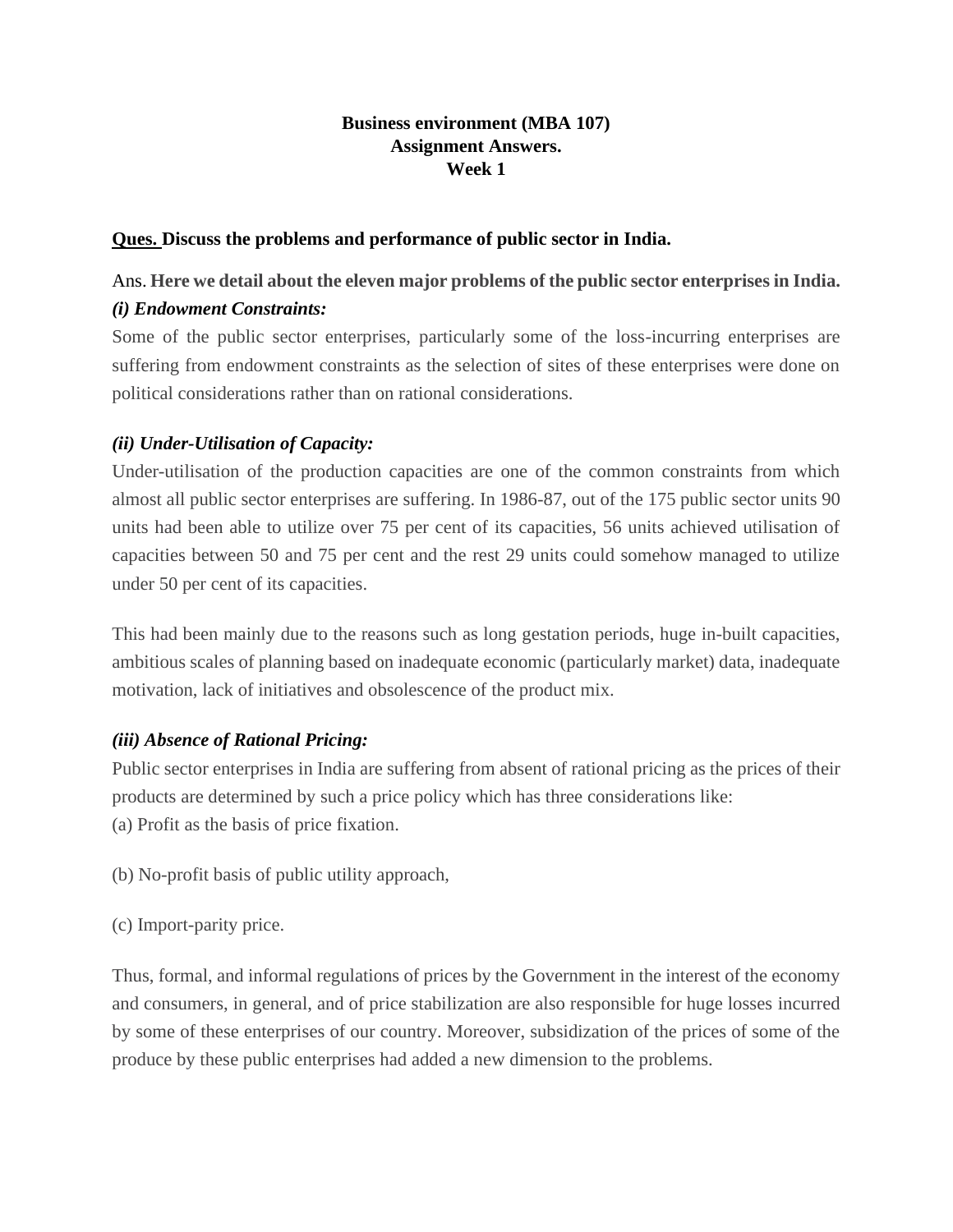**Business environment (MBA 107)**
**Assignment Answers.**
**Week 1**

**Ques. Discuss the problems and performance of public sector in India.**

Ans. **Here we detail about the eleven major problems of the public sector enterprises in India.**

***(i) Endowment Constraints:***

Some of the public sector enterprises, particularly some of the loss-incurring enterprises are suffering from endowment constraints as the selection of sites of these enterprises were done on political considerations rather than on rational considerations.

***(ii) Under-Utilisation of Capacity:***

Under-utilisation of the production capacities are one of the common constraints from which almost all public sector enterprises are suffering. In 1986-87, out of the 175 public sector units 90 units had been able to utilize over 75 per cent of its capacities, 56 units achieved utilisation of capacities between 50 and 75 per cent and the rest 29 units could somehow managed to utilize under 50 per cent of its capacities.

This had been mainly due to the reasons such as long gestation periods, huge in-built capacities, ambitious scales of planning based on inadequate economic (particularly market) data, inadequate motivation, lack of initiatives and obsolescence of the product mix.

***(iii) Absence of Rational Pricing:***

Public sector enterprises in India are suffering from absent of rational pricing as the prices of their products are determined by such a price policy which has three considerations like:

(a) Profit as the basis of price fixation.

(b) No-profit basis of public utility approach,

(c) Import-parity price.

Thus, formal, and informal regulations of prices by the Government in the interest of the economy and consumers, in general, and of price stabilization are also responsible for huge losses incurred by some of these enterprises of our country. Moreover, subsidization of the prices of some of the produce by these public enterprises had added a new dimension to the problems.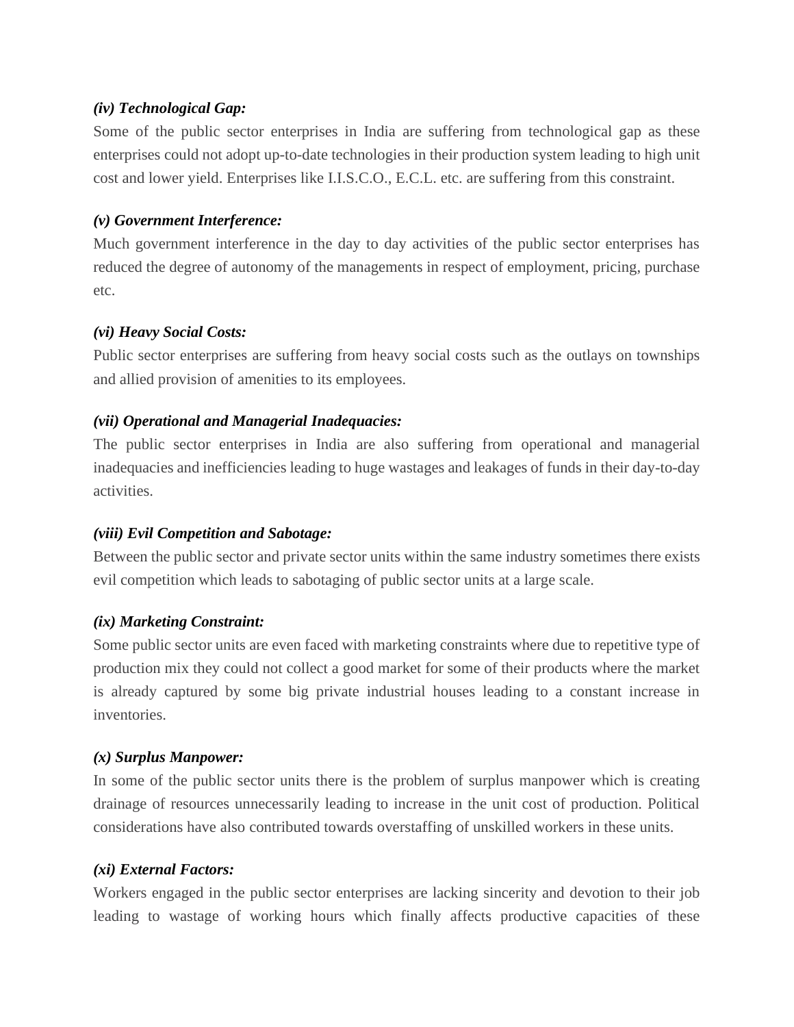***(iv) Technological Gap:***

Some of the public sector enterprises in India are suffering from technological gap as these enterprises could not adopt up-to-date technologies in their production system leading to high unit cost and lower yield. Enterprises like I.I.S.C.O., E.C.L. etc. are suffering from this constraint.

***(v) Government Interference:***

Much government interference in the day to day activities of the public sector enterprises has reduced the degree of autonomy of the managements in respect of employment, pricing, purchase etc.

***(vi) Heavy Social Costs:***

Public sector enterprises are suffering from heavy social costs such as the outlays on townships and allied provision of amenities to its employees.

***(vii) Operational and Managerial Inadequacies:***

The public sector enterprises in India are also suffering from operational and managerial inadequacies and inefficiencies leading to huge wastages and leakages of funds in their day-to-day activities.

***(viii) Evil Competition and Sabotage:***

Between the public sector and private sector units within the same industry sometimes there exists evil competition which leads to sabotaging of public sector units at a large scale.

***(ix) Marketing Constraint:***

Some public sector units are even faced with marketing constraints where due to repetitive type of production mix they could not collect a good market for some of their products where the market is already captured by some big private industrial houses leading to a constant increase in inventories.

***(x) Surplus Manpower:***

In some of the public sector units there is the problem of surplus manpower which is creating drainage of resources unnecessarily leading to increase in the unit cost of production. Political considerations have also contributed towards overstaffing of unskilled workers in these units.

***(xi) External Factors:***

Workers engaged in the public sector enterprises are lacking sincerity and devotion to their job leading to wastage of working hours which finally affects productive capacities of these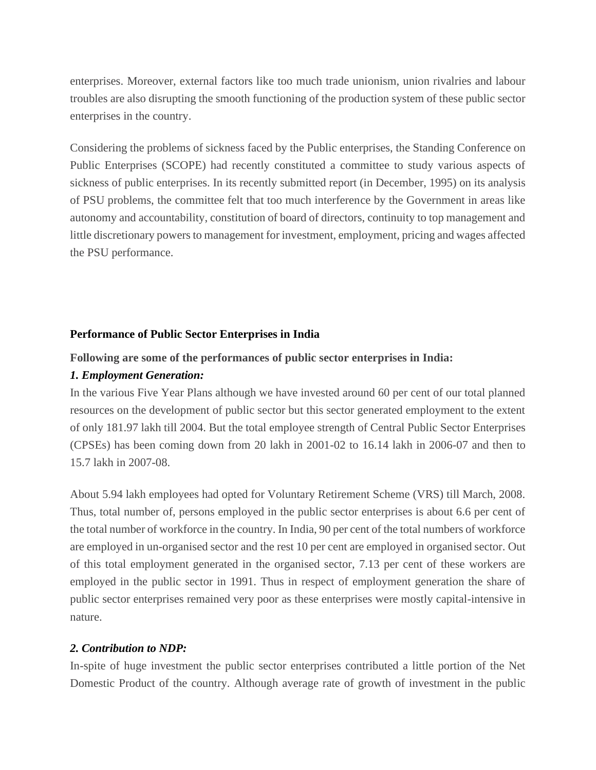enterprises. Moreover, external factors like too much trade unionism, union rivalries and labour troubles are also disrupting the smooth functioning of the production system of these public sector enterprises in the country.

Considering the problems of sickness faced by the Public enterprises, the Standing Conference on Public Enterprises (SCOPE) had recently constituted a committee to study various aspects of sickness of public enterprises. In its recently submitted report (in December, 1995) on its analysis of PSU problems, the committee felt that too much interference by the Government in areas like autonomy and accountability, constitution of board of directors, continuity to top management and little discretionary powers to management for investment, employment, pricing and wages affected the PSU performance.

**Performance of Public Sector Enterprises in India**

**Following are some of the performances of public sector enterprises in India:**

***1. Employment Generation:***

In the various Five Year Plans although we have invested around 60 per cent of our total planned resources on the development of public sector but this sector generated employment to the extent of only 181.97 lakh till 2004. But the total employee strength of Central Public Sector Enterprises (CPSEs) has been coming down from 20 lakh in 2001-02 to 16.14 lakh in 2006-07 and then to 15.7 lakh in 2007-08.

About 5.94 lakh employees had opted for Voluntary Retirement Scheme (VRS) till March, 2008. Thus, total number of, persons employed in the public sector enterprises is about 6.6 per cent of the total number of workforce in the country. In India, 90 per cent of the total numbers of workforce are employed in un-organised sector and the rest 10 per cent are employed in organised sector. Out of this total employment generated in the organised sector, 7.13 per cent of these workers are employed in the public sector in 1991. Thus in respect of employment generation the share of public sector enterprises remained very poor as these enterprises were mostly capital-intensive in nature.

***2. Contribution to NDP:***

In-spite of huge investment the public sector enterprises contributed a little portion of the Net Domestic Product of the country. Although average rate of growth of investment in the public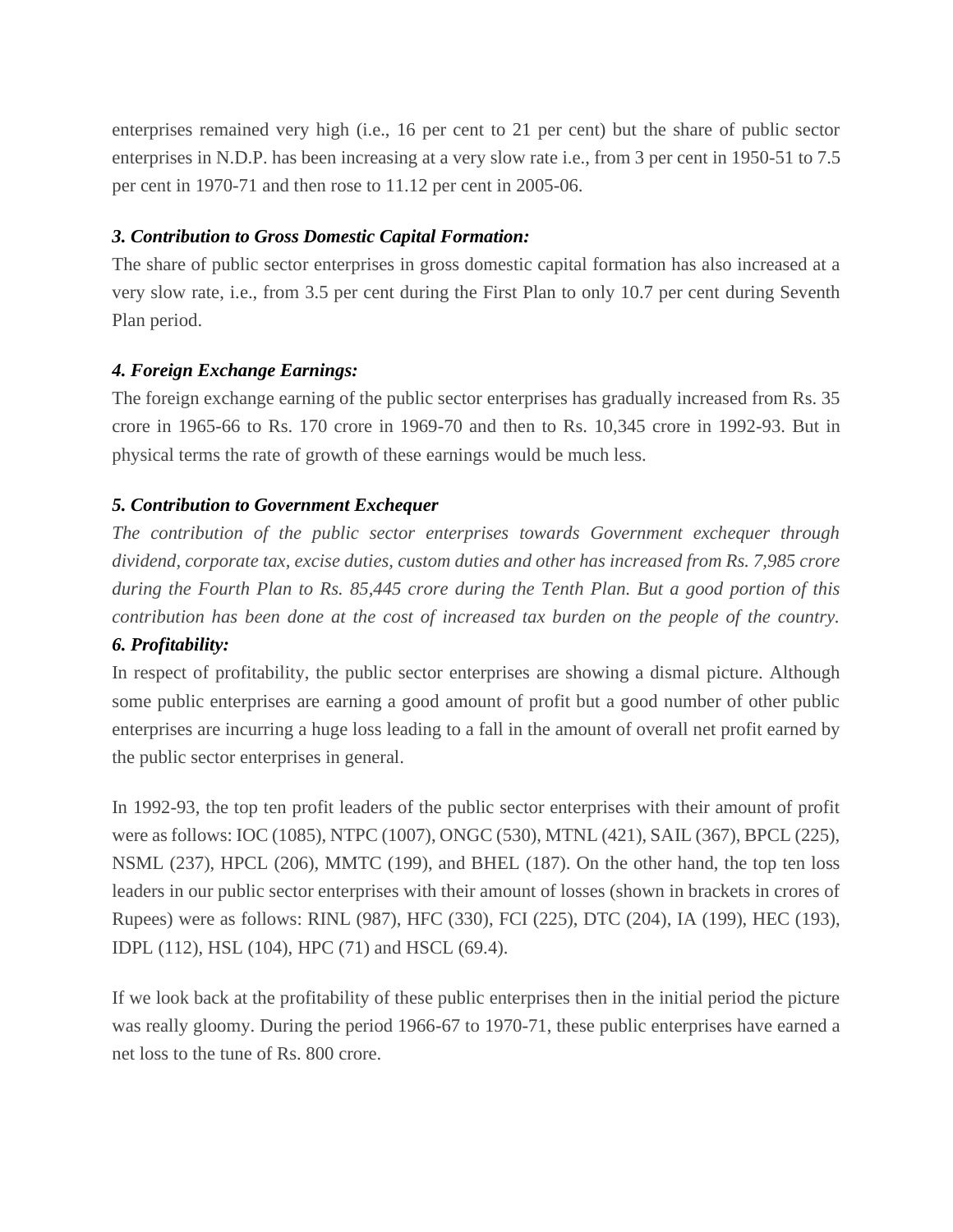enterprises remained very high (i.e., 16 per cent to 21 per cent) but the share of public sector enterprises in N.D.P. has been increasing at a very slow rate i.e., from 3 per cent in 1950-51 to 7.5 per cent in 1970-71 and then rose to 11.12 per cent in 2005-06.

***3. Contribution to Gross Domestic Capital Formation:***

The share of public sector enterprises in gross domestic capital formation has also increased at a very slow rate, i.e., from 3.5 per cent during the First Plan to only 10.7 per cent during Seventh Plan period.

***4. Foreign Exchange Earnings:***

The foreign exchange earning of the public sector enterprises has gradually increased from Rs. 35 crore in 1965-66 to Rs. 170 crore in 1969-70 and then to Rs. 10,345 crore in 1992-93. But in physical terms the rate of growth of these earnings would be much less.

***5. Contribution to Government Exchequer***

*The contribution of the public sector enterprises towards Government exchequer through dividend, corporate tax, excise duties, custom duties and other has increased from Rs. 7,985 crore during the Fourth Plan to Rs. 85,445 crore during the Tenth Plan. But a good portion of this contribution has been done at the cost of increased tax burden on the people of the country.*

***6. Profitability:***

In respect of profitability, the public sector enterprises are showing a dismal picture. Although some public enterprises are earning a good amount of profit but a good number of other public enterprises are incurring a huge loss leading to a fall in the amount of overall net profit earned by the public sector enterprises in general.

In 1992-93, the top ten profit leaders of the public sector enterprises with their amount of profit were as follows: IOC (1085), NTPC (1007), ONGC (530), MTNL (421), SAIL (367), BPCL (225), NSML (237), HPCL (206), MMTC (199), and BHEL (187). On the other hand, the top ten loss leaders in our public sector enterprises with their amount of losses (shown in brackets in crores of Rupees) were as follows: RINL (987), HFC (330), FCI (225), DTC (204), IA (199), HEC (193), IDPL (112), HSL (104), HPC (71) and HSCL (69.4).

If we look back at the profitability of these public enterprises then in the initial period the picture was really gloomy. During the period 1966-67 to 1970-71, these public enterprises have earned a net loss to the tune of Rs. 800 crore.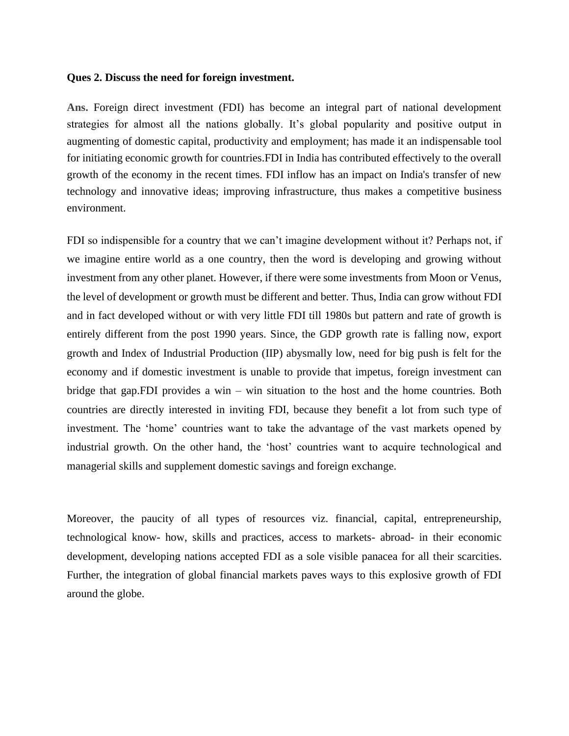**Ques 2. Discuss the need for foreign investment.**

**Ans.** Foreign direct investment (FDI) has become an integral part of national development strategies for almost all the nations globally. It's global popularity and positive output in augmenting of domestic capital, productivity and employment; has made it an indispensable tool for initiating economic growth for countries.FDI in India has contributed effectively to the overall growth of the economy in the recent times. FDI inflow has an impact on India's transfer of new technology and innovative ideas; improving infrastructure, thus makes a competitive business environment.

FDI so indispensible for a country that we can't imagine development without it? Perhaps not, if we imagine entire world as a one country, then the word is developing and growing without investment from any other planet. However, if there were some investments from Moon or Venus, the level of development or growth must be different and better. Thus, India can grow without FDI and in fact developed without or with very little FDI till 1980s but pattern and rate of growth is entirely different from the post 1990 years. Since, the GDP growth rate is falling now, export growth and Index of Industrial Production (IIP) abysmally low, need for big push is felt for the economy and if domestic investment is unable to provide that impetus, foreign investment can bridge that gap.FDI provides a win – win situation to the host and the home countries. Both countries are directly interested in inviting FDI, because they benefit a lot from such type of investment. The 'home' countries want to take the advantage of the vast markets opened by industrial growth. On the other hand, the 'host' countries want to acquire technological and managerial skills and supplement domestic savings and foreign exchange.

Moreover, the paucity of all types of resources viz. financial, capital, entrepreneurship, technological know- how, skills and practices, access to markets- abroad- in their economic development, developing nations accepted FDI as a sole visible panacea for all their scarcities. Further, the integration of global financial markets paves ways to this explosive growth of FDI around the globe.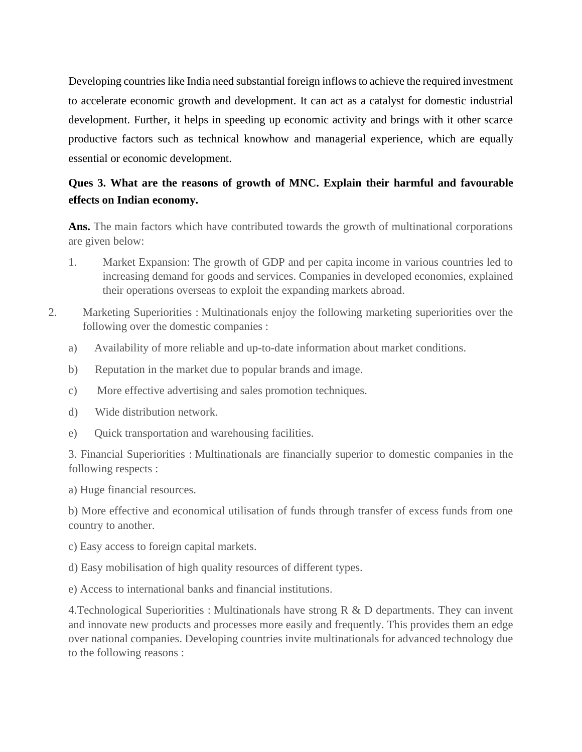Developing countries like India need substantial foreign inflows to achieve the required investment to accelerate economic growth and development. It can act as a catalyst for domestic industrial development. Further, it helps in speeding up economic activity and brings with it other scarce productive factors such as technical knowhow and managerial experience, which are equally essential or economic development.

**Ques 3. What are the reasons of growth of MNC. Explain their harmful and favourable effects on Indian economy.**

**Ans.** The main factors which have contributed towards the growth of multinational corporations are given below:

1. Market Expansion: The growth of GDP and per capita income in various countries led to increasing demand for goods and services. Companies in developed economies, explained their operations overseas to exploit the expanding markets abroad.

2. Marketing Superiorities : Multinationals enjoy the following marketing superiorities over the following over the domestic companies :

   a) Availability of more reliable and up-to-date information about market conditions.

   b) Reputation in the market due to popular brands and image.

   c) More effective advertising and sales promotion techniques.

   d) Wide distribution network.

   e) Quick transportation and warehousing facilities.

3. Financial Superiorities : Multinationals are financially superior to domestic companies in the following respects :

   a) Huge financial resources.

   b) More effective and economical utilisation of funds through transfer of excess funds from one country to another.

   c) Easy access to foreign capital markets.

   d) Easy mobilisation of high quality resources of different types.

   e) Access to international banks and financial institutions.

4. Technological Superiorities : Multinationals have strong R & D departments. They can invent and innovate new products and processes more easily and frequently. This provides them an edge over national companies. Developing countries invite multinationals for advanced technology due to the following reasons :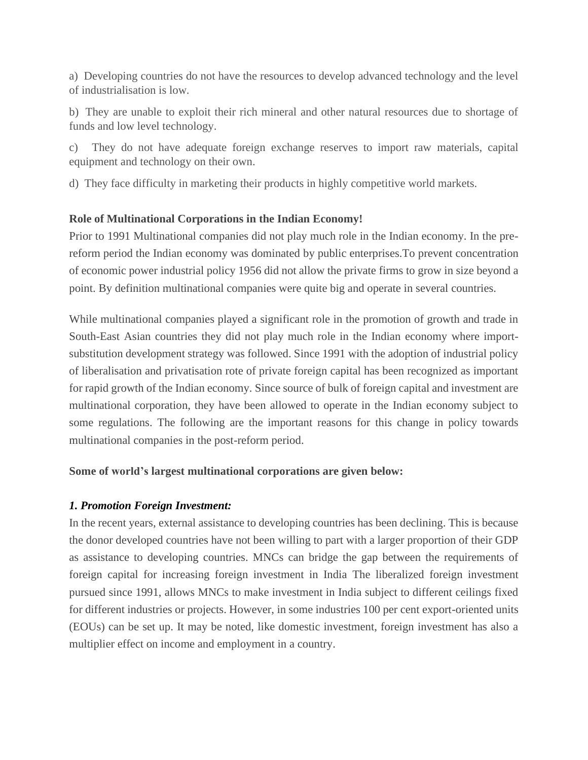a) Developing countries do not have the resources to develop advanced technology and the level of industrialisation is low.

b) They are unable to exploit their rich mineral and other natural resources due to shortage of funds and low level technology.

c) They do not have adequate foreign exchange reserves to import raw materials, capital equipment and technology on their own.

d) They face difficulty in marketing their products in highly competitive world markets.

**Role of Multinational Corporations in the Indian Economy!**

Prior to 1991 Multinational companies did not play much role in the Indian economy. In the pre-reform period the Indian economy was dominated by public enterprises.To prevent concentration of economic power industrial policy 1956 did not allow the private firms to grow in size beyond a point. By definition multinational companies were quite big and operate in several countries.

While multinational companies played a significant role in the promotion of growth and trade in South-East Asian countries they did not play much role in the Indian economy where import-substitution development strategy was followed. Since 1991 with the adoption of industrial policy of liberalisation and privatisation rote of private foreign capital has been recognized as important for rapid growth of the Indian economy. Since source of bulk of foreign capital and investment are multinational corporation, they have been allowed to operate in the Indian economy subject to some regulations. The following are the important reasons for this change in policy towards multinational companies in the post-reform period.

**Some of world's largest multinational corporations are given below:**

***1. Promotion Foreign Investment:***

In the recent years, external assistance to developing countries has been declining. This is because the donor developed countries have not been willing to part with a larger proportion of their GDP as assistance to developing countries. MNCs can bridge the gap between the requirements of foreign capital for increasing foreign investment in India The liberalized foreign investment pursued since 1991, allows MNCs to make investment in India subject to different ceilings fixed for different industries or projects. However, in some industries 100 per cent export-oriented units (EOUs) can be set up. It may be noted, like domestic investment, foreign investment has also a multiplier effect on income and employment in a country.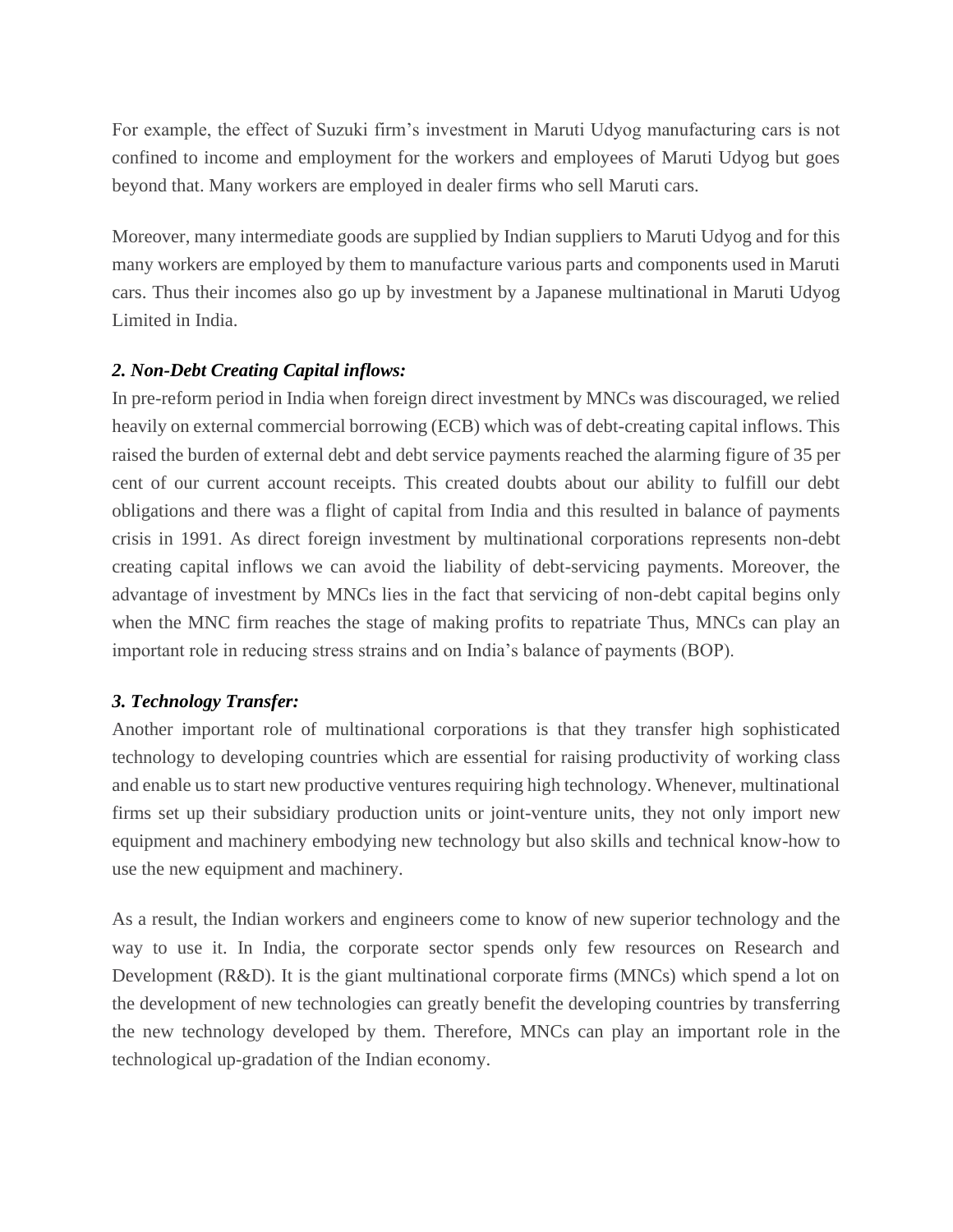For example, the effect of Suzuki firm's investment in Maruti Udyog manufacturing cars is not confined to income and employment for the workers and employees of Maruti Udyog but goes beyond that. Many workers are employed in dealer firms who sell Maruti cars.

Moreover, many intermediate goods are supplied by Indian suppliers to Maruti Udyog and for this many workers are employed by them to manufacture various parts and components used in Maruti cars. Thus their incomes also go up by investment by a Japanese multinational in Maruti Udyog Limited in India.

***2. Non-Debt Creating Capital inflows:***

In pre-reform period in India when foreign direct investment by MNCs was discouraged, we relied heavily on external commercial borrowing (ECB) which was of debt-creating capital inflows. This raised the burden of external debt and debt service payments reached the alarming figure of 35 per cent of our current account receipts. This created doubts about our ability to fulfill our debt obligations and there was a flight of capital from India and this resulted in balance of payments crisis in 1991. As direct foreign investment by multinational corporations represents non-debt creating capital inflows we can avoid the liability of debt-servicing payments. Moreover, the advantage of investment by MNCs lies in the fact that servicing of non-debt capital begins only when the MNC firm reaches the stage of making profits to repatriate Thus, MNCs can play an important role in reducing stress strains and on India's balance of payments (BOP).

***3. Technology Transfer:***

Another important role of multinational corporations is that they transfer high sophisticated technology to developing countries which are essential for raising productivity of working class and enable us to start new productive ventures requiring high technology. Whenever, multinational firms set up their subsidiary production units or joint-venture units, they not only import new equipment and machinery embodying new technology but also skills and technical know-how to use the new equipment and machinery.

As a result, the Indian workers and engineers come to know of new superior technology and the way to use it. In India, the corporate sector spends only few resources on Research and Development (R&D). It is the giant multinational corporate firms (MNCs) which spend a lot on the development of new technologies can greatly benefit the developing countries by transferring the new technology developed by them. Therefore, MNCs can play an important role in the technological up-gradation of the Indian economy.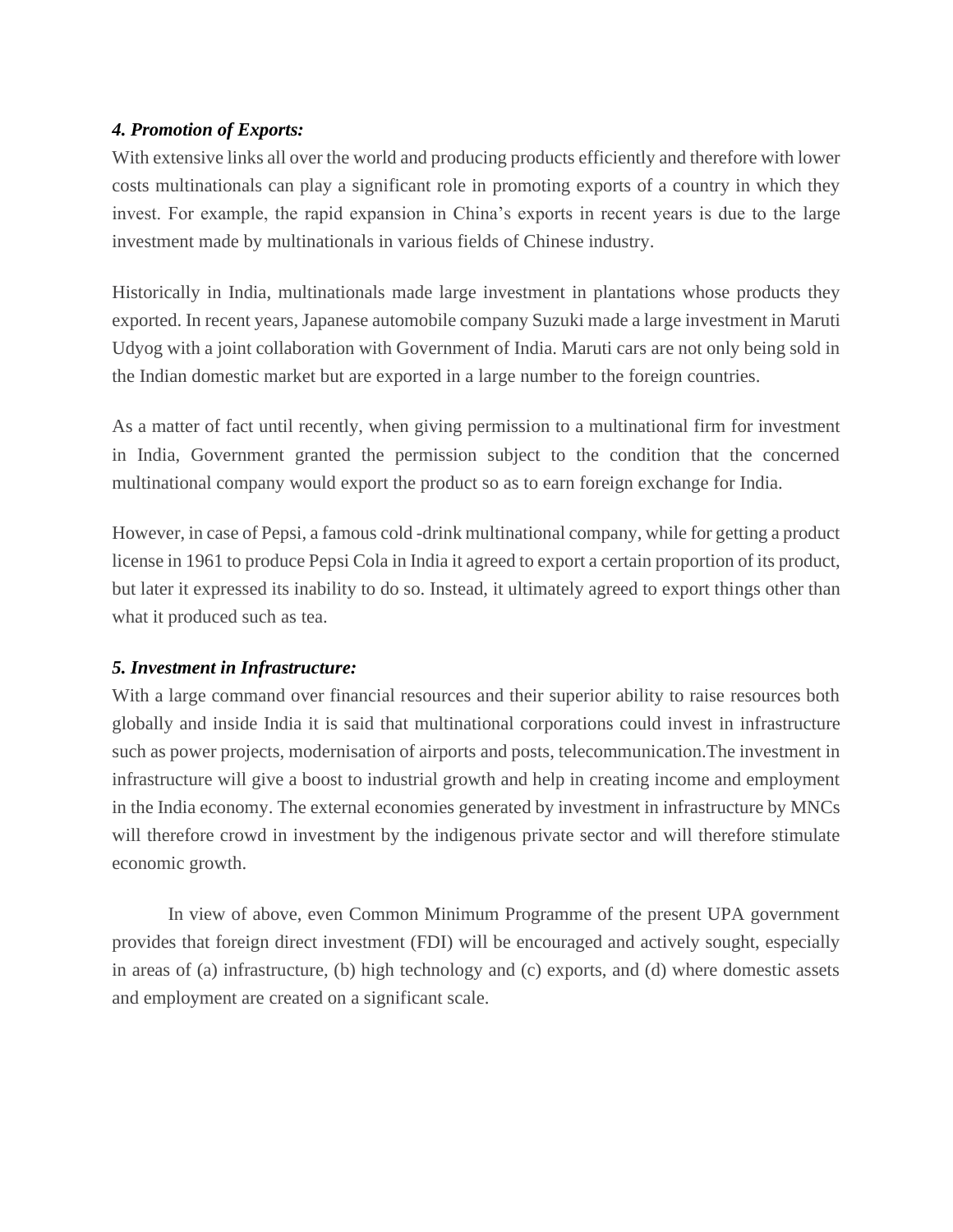***4. Promotion of Exports:***

With extensive links all over the world and producing products efficiently and therefore with lower costs multinationals can play a significant role in promoting exports of a country in which they invest. For example, the rapid expansion in China's exports in recent years is due to the large investment made by multinationals in various fields of Chinese industry.

Historically in India, multinationals made large investment in plantations whose products they exported. In recent years, Japanese automobile company Suzuki made a large investment in Maruti Udyog with a joint collaboration with Government of India. Maruti cars are not only being sold in the Indian domestic market but are exported in a large number to the foreign countries.

As a matter of fact until recently, when giving permission to a multinational firm for investment in India, Government granted the permission subject to the condition that the concerned multinational company would export the product so as to earn foreign exchange for India.

However, in case of Pepsi, a famous cold -drink multinational company, while for getting a product license in 1961 to produce Pepsi Cola in India it agreed to export a certain proportion of its product, but later it expressed its inability to do so. Instead, it ultimately agreed to export things other than what it produced such as tea.

***5. Investment in Infrastructure:***

With a large command over financial resources and their superior ability to raise resources both globally and inside India it is said that multinational corporations could invest in infrastructure such as power projects, modernisation of airports and posts, telecommunication.The investment in infrastructure will give a boost to industrial growth and help in creating income and employment in the India economy. The external economies generated by investment in infrastructure by MNCs will therefore crowd in investment by the indigenous private sector and will therefore stimulate economic growth.

In view of above, even Common Minimum Programme of the present UPA government provides that foreign direct investment (FDI) will be encouraged and actively sought, especially in areas of (a) infrastructure, (b) high technology and (c) exports, and (d) where domestic assets and employment are created on a significant scale.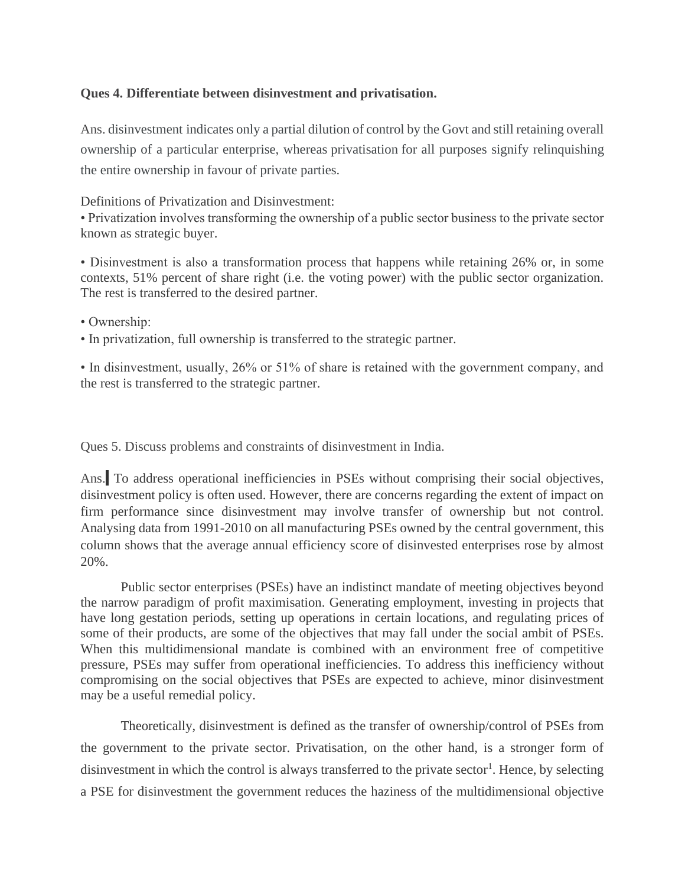**Ques 4. Differentiate between disinvestment and privatisation.**

Ans. disinvestment indicates only a partial dilution of control by the Govt and still retaining overall ownership of a particular enterprise, whereas privatisation for all purposes signify relinquishing the entire ownership in favour of private parties.

Definitions of Privatization and Disinvestment:

• Privatization involves transforming the ownership of a public sector business to the private sector known as strategic buyer.

• Disinvestment is also a transformation process that happens while retaining 26% or, in some contexts, 51% percent of share right (i.e. the voting power) with the public sector organization. The rest is transferred to the desired partner.

• Ownership:

• In privatization, full ownership is transferred to the strategic partner.

• In disinvestment, usually, 26% or 51% of share is retained with the government company, and the rest is transferred to the strategic partner.

Ques 5. Discuss problems and constraints of disinvestment in India.

Ans. To address operational inefficiencies in PSEs without comprising their social objectives, disinvestment policy is often used. However, there are concerns regarding the extent of impact on firm performance since disinvestment may involve transfer of ownership but not control. Analysing data from 1991-2010 on all manufacturing PSEs owned by the central government, this column shows that the average annual efficiency score of disinvested enterprises rose by almost 20%.

Public sector enterprises (PSEs) have an indistinct mandate of meeting objectives beyond the narrow paradigm of profit maximisation. Generating employment, investing in projects that have long gestation periods, setting up operations in certain locations, and regulating prices of some of their products, are some of the objectives that may fall under the social ambit of PSEs. When this multidimensional mandate is combined with an environment free of competitive pressure, PSEs may suffer from operational inefficiencies. To address this inefficiency without compromising on the social objectives that PSEs are expected to achieve, minor disinvestment may be a useful remedial policy.

Theoretically, disinvestment is defined as the transfer of ownership/control of PSEs from the government to the private sector. Privatisation, on the other hand, is a stronger form of disinvestment in which the control is always transferred to the private sector[1]. Hence, by selecting a PSE for disinvestment the government reduces the haziness of the multidimensional objective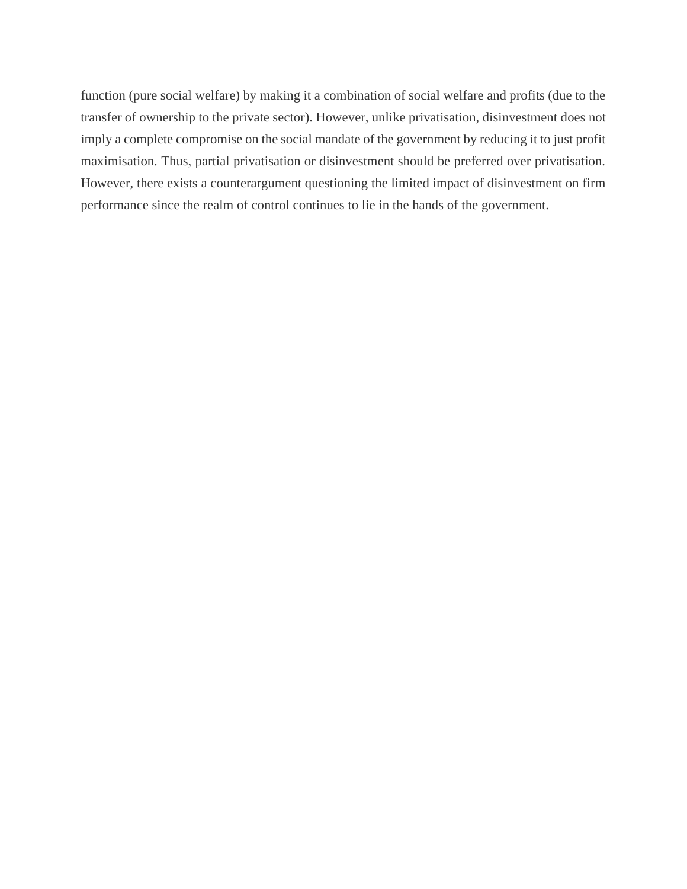function (pure social welfare) by making it a combination of social welfare and profits (due to the transfer of ownership to the private sector). However, unlike privatisation, disinvestment does not imply a complete compromise on the social mandate of the government by reducing it to just profit maximisation. Thus, partial privatisation or disinvestment should be preferred over privatisation. However, there exists a counterargument questioning the limited impact of disinvestment on firm performance since the realm of control continues to lie in the hands of the government.